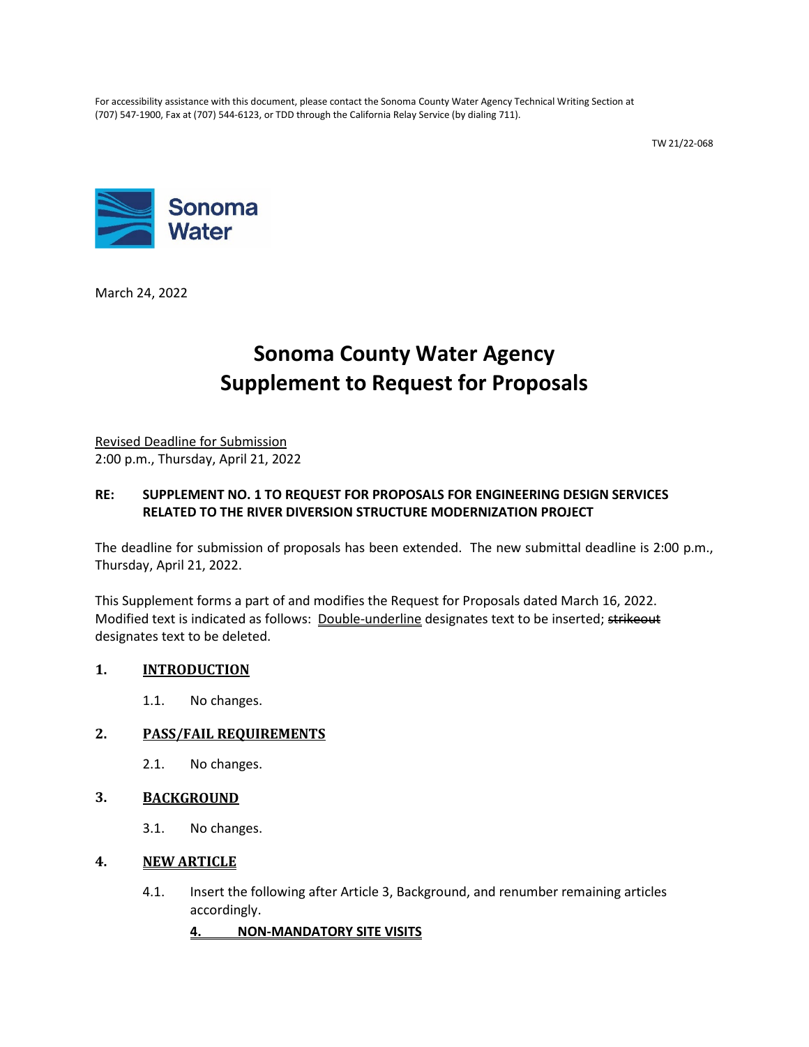For accessibility assistance with this document, please contact the Sonoma County Water Agency Technical Writing Section at (707) 547-1900, Fax at (707) 544-6123, or TDD through the California Relay Service (by dialing 711).

TW 21/22-068

Sonoma Water

March 24, 2022

# Sonoma County Water Agency
# Supplement to Request for Proposals

Revised Deadline for Submission
2:00 p.m., Thursday, April 21, 2022

**RE: SUPPLEMENT NO. 1 TO REQUEST FOR PROPOSALS FOR ENGINEERING DESIGN SERVICES RELATED TO THE RIVER DIVERSION STRUCTURE MODERNIZATION PROJECT**

The deadline for submission of proposals has been extended. The new submittal deadline is 2:00 p.m., Thursday, April 21, 2022.

This Supplement forms a part of and modifies the Request for Proposals dated March 16, 2022. Modified text is indicated as follows: Double-underline designates text to be inserted; ~~strikeout~~ designates text to be deleted.

## 1. INTRODUCTION

1.1. No changes.

## 2. PASS/FAIL REQUIREMENTS

2.1. No changes.

## 3. BACKGROUND

3.1. No changes.

## 4. NEW ARTICLE

4.1. Insert the following after Article 3, Background, and renumber remaining articles accordingly.

**4. NON-MANDATORY SITE VISITS**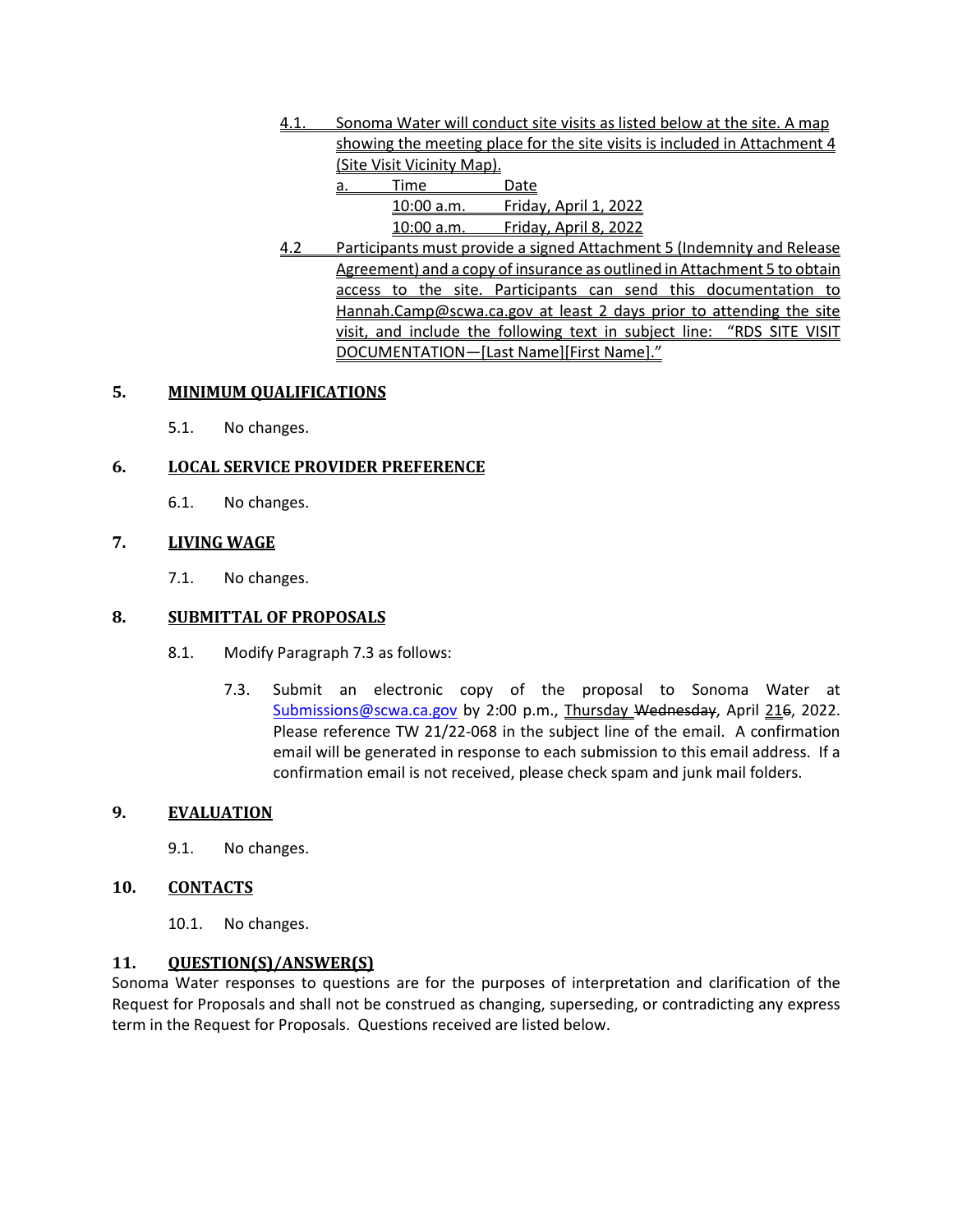4.1. Sonoma Water will conduct site visits as listed below at the site. A map showing the meeting place for the site visits is included in Attachment 4 (Site Visit Vicinity Map).

a. 

| Time | Date |
|---|---|
| 10:00 a.m. | Friday, April 1, 2022 |
| 10:00 a.m. | Friday, April 8, 2022 |

4.2 Participants must provide a signed Attachment 5 (Indemnity and Release Agreement) and a copy of insurance as outlined in Attachment 5 to obtain access to the site. Participants can send this documentation to Hannah.Camp@scwa.ca.gov at least 2 days prior to attending the site visit, and include the following text in subject line: "RDS SITE VISIT DOCUMENTATION—[Last Name][First Name]."

## 5. MINIMUM QUALIFICATIONS

5.1. No changes.

## 6. LOCAL SERVICE PROVIDER PREFERENCE

6.1. No changes.

## 7. LIVING WAGE

7.1. No changes.

## 8. SUBMITTAL OF PROPOSALS

8.1. Modify Paragraph 7.3 as follows:

> 7.3. Submit an electronic copy of the proposal to Sonoma Water at Submissions@scwa.ca.gov by 2:00 p.m., Thursday ~~Wednesday~~, April 21~~6~~, 2022. Please reference TW 21/22-068 in the subject line of the email. A confirmation email will be generated in response to each submission to this email address. If a confirmation email is not received, please check spam and junk mail folders.

## 9. EVALUATION

9.1. No changes.

## 10. CONTACTS

10.1. No changes.

## 11. QUESTION(S)/ANSWER(S)

Sonoma Water responses to questions are for the purposes of interpretation and clarification of the Request for Proposals and shall not be construed as changing, superseding, or contradicting any express term in the Request for Proposals. Questions received are listed below.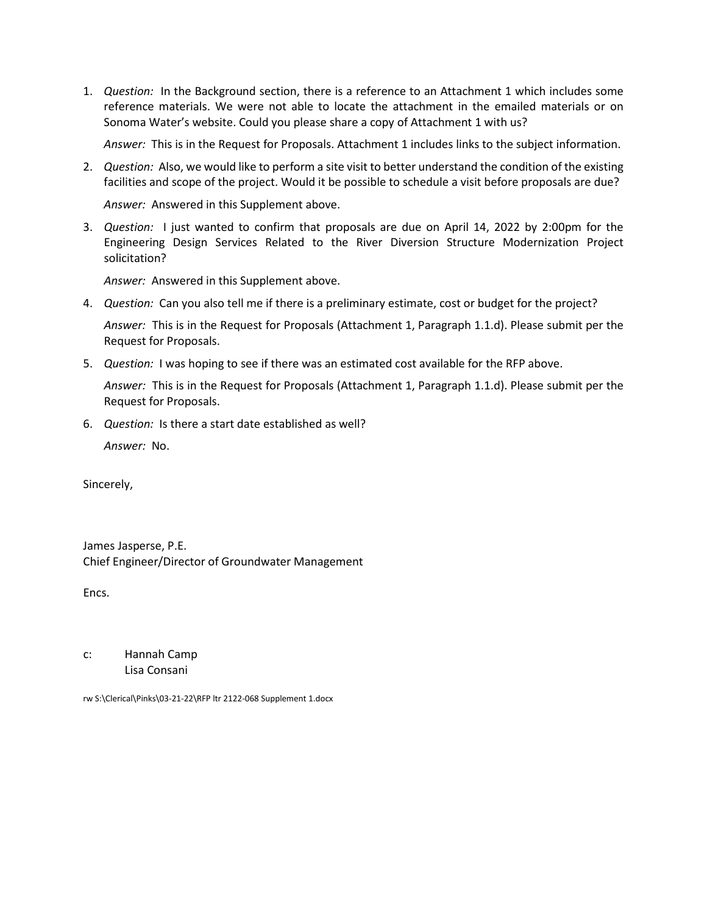1. *Question:* In the Background section, there is a reference to an Attachment 1 which includes some reference materials. We were not able to locate the attachment in the emailed materials or on Sonoma Water's website. Could you please share a copy of Attachment 1 with us?

   *Answer:* This is in the Request for Proposals. Attachment 1 includes links to the subject information.

2. *Question:* Also, we would like to perform a site visit to better understand the condition of the existing facilities and scope of the project. Would it be possible to schedule a visit before proposals are due?

   *Answer:* Answered in this Supplement above.

3. *Question:* I just wanted to confirm that proposals are due on April 14, 2022 by 2:00pm for the Engineering Design Services Related to the River Diversion Structure Modernization Project solicitation?

   *Answer:* Answered in this Supplement above.

4. *Question:* Can you also tell me if there is a preliminary estimate, cost or budget for the project?

   *Answer:* This is in the Request for Proposals (Attachment 1, Paragraph 1.1.d). Please submit per the Request for Proposals.

5. *Question:* I was hoping to see if there was an estimated cost available for the RFP above.

   *Answer:* This is in the Request for Proposals (Attachment 1, Paragraph 1.1.d). Please submit per the Request for Proposals.

6. *Question:* Is there a start date established as well?

   *Answer:* No.

Sincerely,

James Jasperse, P.E.
Chief Engineer/Director of Groundwater Management

Encs.

c: Hannah Camp
   Lisa Consani

rw S:\Clerical\Pinks\03-21-22\RFP ltr 2122-068 Supplement 1.docx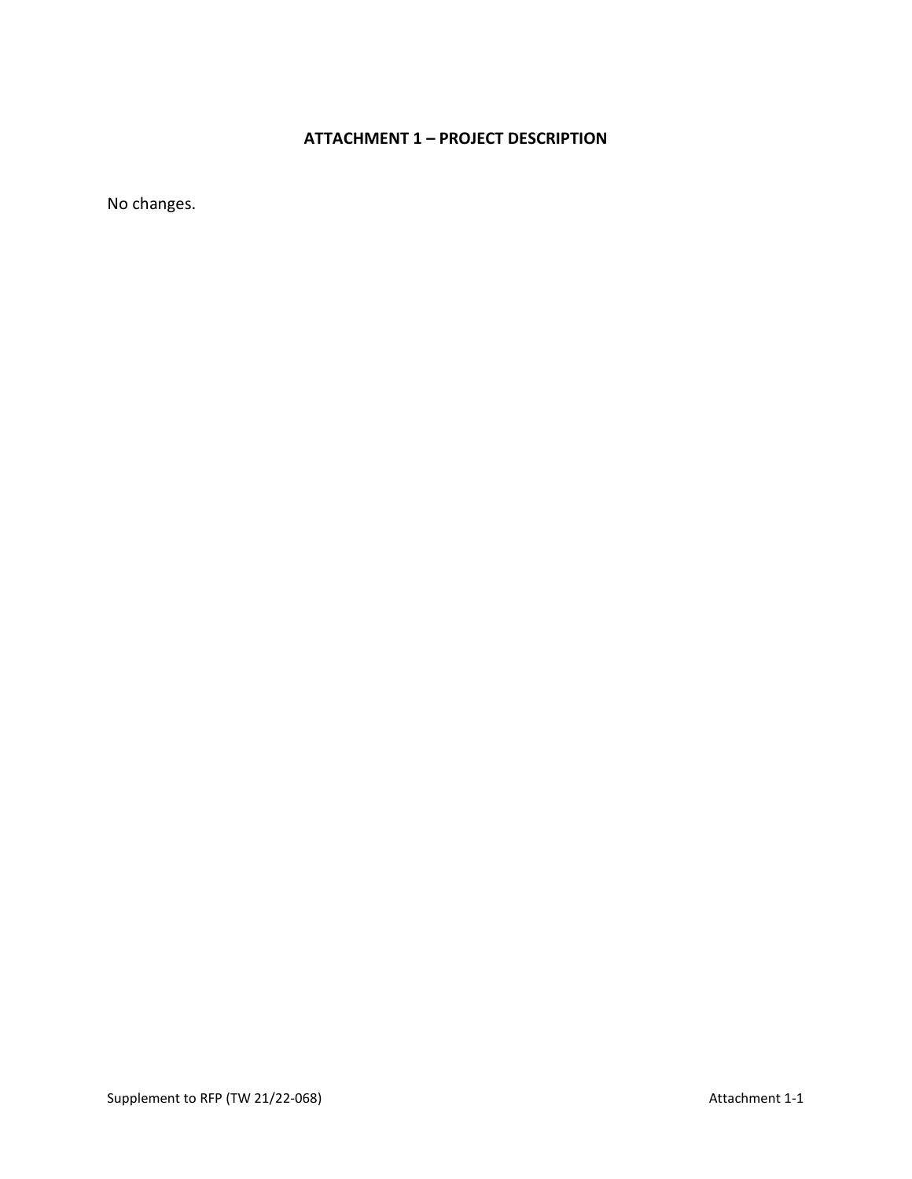# ATTACHMENT 1 – PROJECT DESCRIPTION

No changes.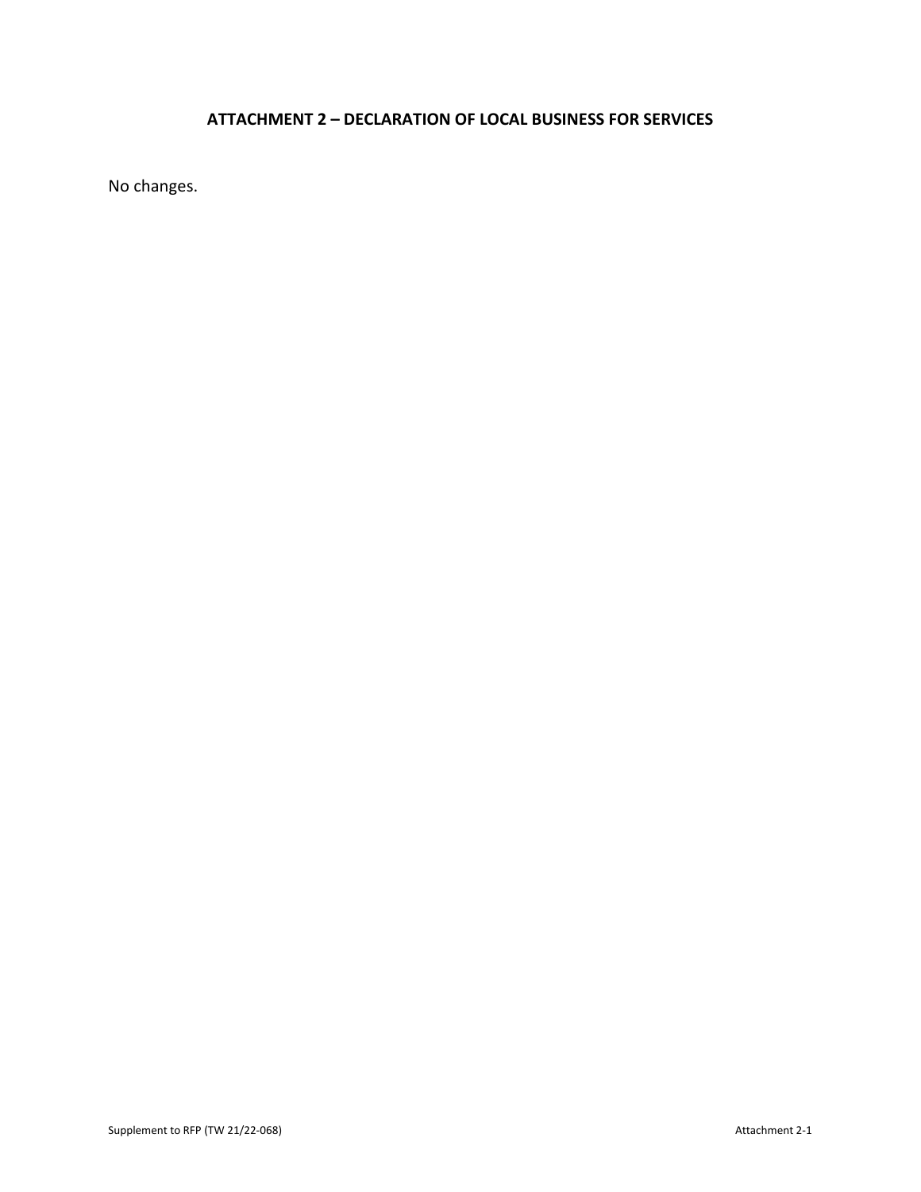## ATTACHMENT 2 – DECLARATION OF LOCAL BUSINESS FOR SERVICES

No changes.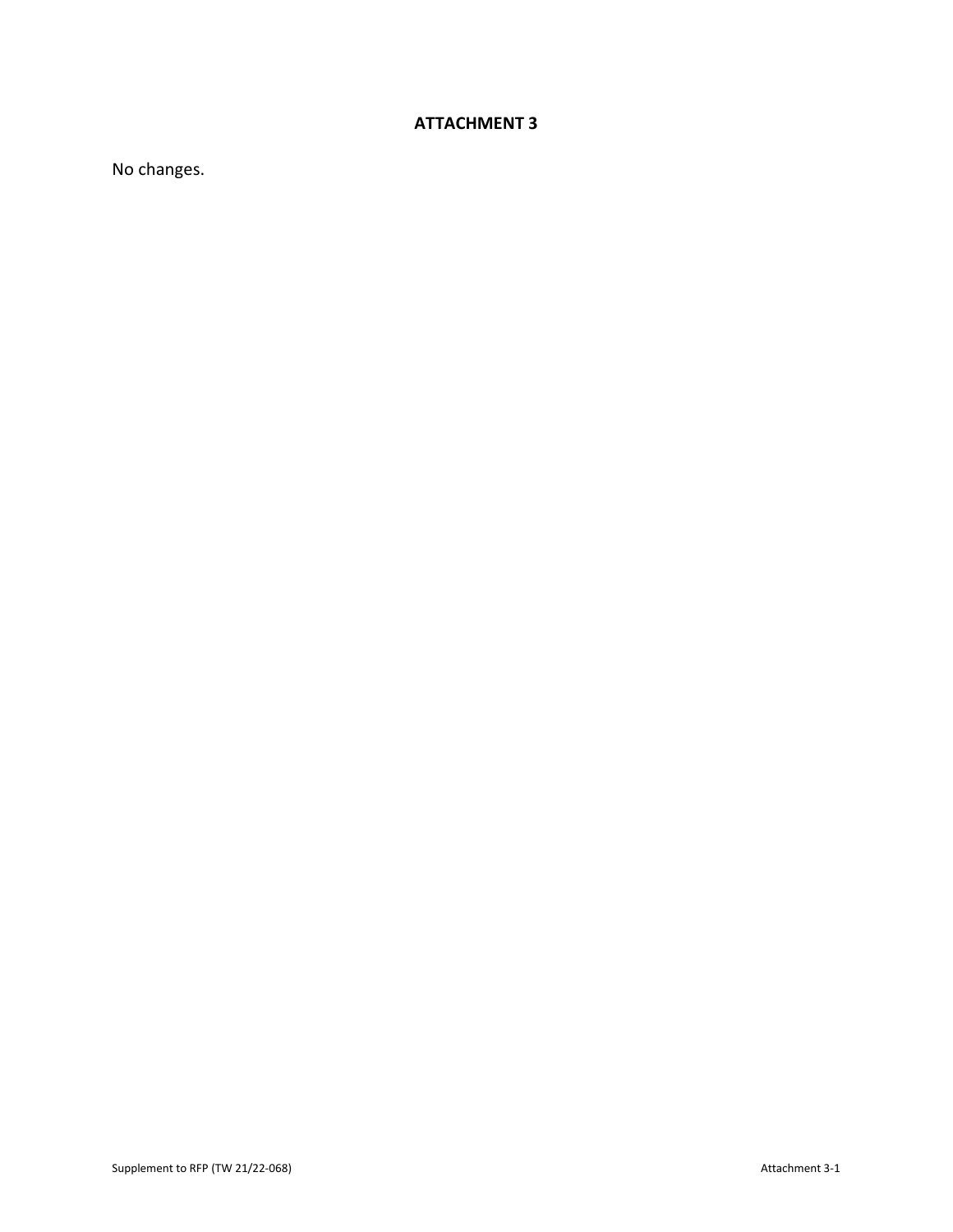# ATTACHMENT 3

No changes.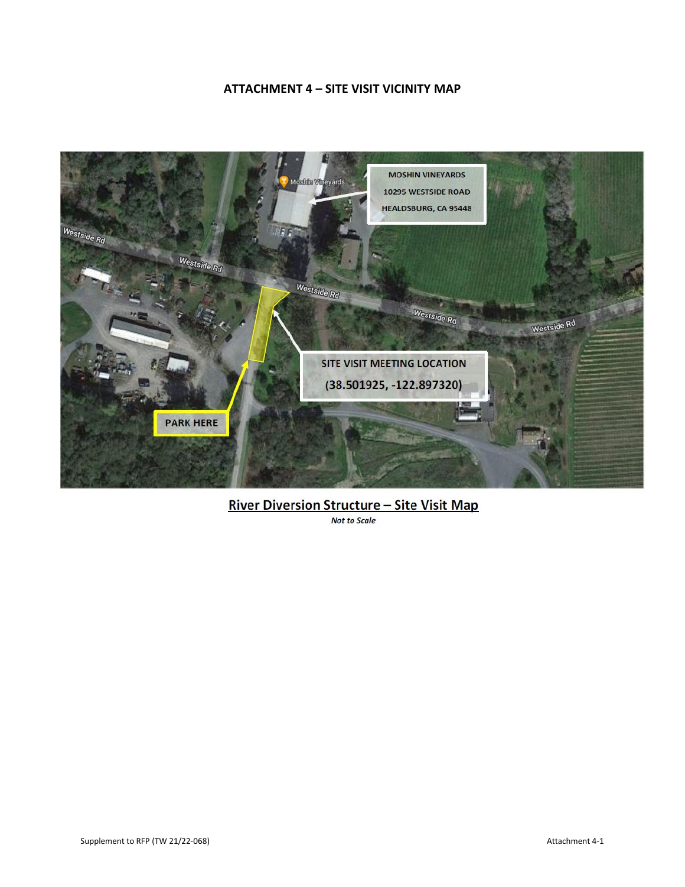# ATTACHMENT 4 – SITE VISIT VICINITY MAP

MOSHIN VINEYARDS

10295 WESTSIDE ROAD

HEALDSBURG, CA 95448

SITE VISIT MEETING LOCATION

(38.501925, -122.897320)

PARK HERE

**River Diversion Structure – Site Visit Map**

*Not to Scale*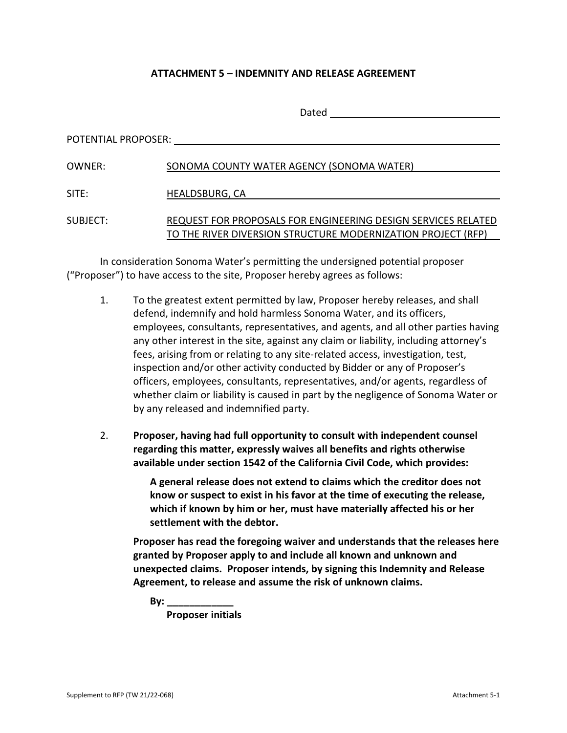# ATTACHMENT 5 – INDEMNITY AND RELEASE AGREEMENT

Dated ______________________________

POTENTIAL PROPOSER: ______________________________

OWNER: SONOMA COUNTY WATER AGENCY (SONOMA WATER)

SITE: HEALDSBURG, CA

SUBJECT: REQUEST FOR PROPOSALS FOR ENGINEERING DESIGN SERVICES RELATED TO THE RIVER DIVERSION STRUCTURE MODERNIZATION PROJECT (RFP)

In consideration Sonoma Water's permitting the undersigned potential proposer ("Proposer") to have access to the site, Proposer hereby agrees as follows:

1. To the greatest extent permitted by law, Proposer hereby releases, and shall defend, indemnify and hold harmless Sonoma Water, and its officers, employees, consultants, representatives, and agents, and all other parties having any other interest in the site, against any claim or liability, including attorney's fees, arising from or relating to any site-related access, investigation, test, inspection and/or other activity conducted by Bidder or any of Proposer's officers, employees, consultants, representatives, and/or agents, regardless of whether claim or liability is caused in part by the negligence of Sonoma Water or by any released and indemnified party.

2. **Proposer, having had full opportunity to consult with independent counsel regarding this matter, expressly waives all benefits and rights otherwise available under section 1542 of the California Civil Code, which provides:**

   **A general release does not extend to claims which the creditor does not know or suspect to exist in his favor at the time of executing the release, which if known by him or her, must have materially affected his or her settlement with the debtor.**

   **Proposer has read the foregoing waiver and understands that the releases here granted by Proposer apply to and include all known and unknown and unexpected claims. Proposer intends, by signing this Indemnity and Release Agreement, to release and assume the risk of unknown claims.**

   **By: ____________**
   **Proposer initials**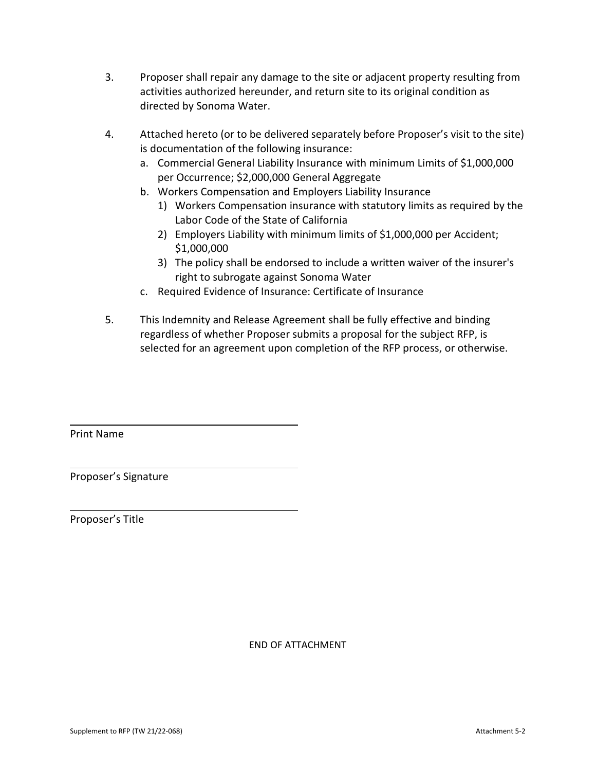3. Proposer shall repair any damage to the site or adjacent property resulting from activities authorized hereunder, and return site to its original condition as directed by Sonoma Water.

4. Attached hereto (or to be delivered separately before Proposer's visit to the site) is documentation of the following insurance:
   a. Commercial General Liability Insurance with minimum Limits of $1,000,000 per Occurrence; $2,000,000 General Aggregate
   b. Workers Compensation and Employers Liability Insurance
      1) Workers Compensation insurance with statutory limits as required by the Labor Code of the State of California
      2) Employers Liability with minimum limits of $1,000,000 per Accident; $1,000,000
      3) The policy shall be endorsed to include a written waiver of the insurer's right to subrogate against Sonoma Water
   c. Required Evidence of Insurance: Certificate of Insurance

5. This Indemnity and Release Agreement shall be fully effective and binding regardless of whether Proposer submits a proposal for the subject RFP, is selected for an agreement upon completion of the RFP process, or otherwise.

\_\_\_\_\_\_\_\_\_\_\_\_\_\_\_\_\_\_\_\_\_\_\_\_\_\_\_\_\_\_\_\_\_\_\_\_\_\_\_\_

Print Name

\_\_\_\_\_\_\_\_\_\_\_\_\_\_\_\_\_\_\_\_\_\_\_\_\_\_\_\_\_\_\_\_\_\_\_\_\_\_\_\_

Proposer's Signature

\_\_\_\_\_\_\_\_\_\_\_\_\_\_\_\_\_\_\_\_\_\_\_\_\_\_\_\_\_\_\_\_\_\_\_\_\_\_\_\_

Proposer's Title

END OF ATTACHMENT